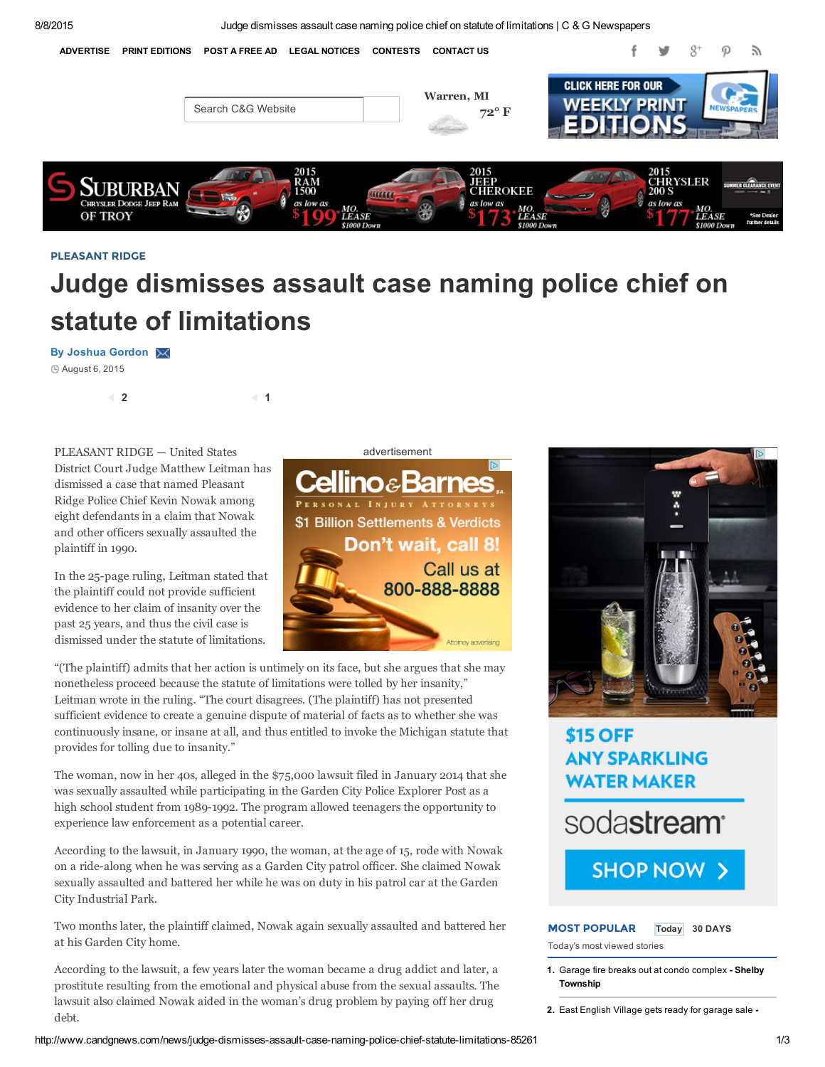PLEASANT RIDGE

# Judge dismisses assault case naming police chief on statute of limitations

By Joshua Gordon

August 6, 2015

PLEASANT RIDGE — United States District Court Judge Matthew Leitman has dismissed a case that named Pleasant Ridge Police Chief Kevin Nowak among eight defendants in a claim that Nowak and other officers sexually assaulted the plaintiff in 1990.

In the 25-page ruling, Leitman stated that the plaintiff could not provide sufficient evidence to her claim of insanity over the past 25 years, and thus the civil case is dismissed under the statute of limitations.

"(The plaintiff) admits that her action is untimely on its face, but she argues that she may nonetheless proceed because the statute of limitations were tolled by her insanity," Leitman wrote in the ruling. "The court disagrees. (The plaintiff) has not presented sufficient evidence to create a genuine dispute of material of facts as to whether she was continuously insane, or insane at all, and thus entitled to invoke the Michigan statute that provides for tolling due to insanity."

The woman, now in her 40s, alleged in the $75,000 lawsuit filed in January 2014 that she was sexually assaulted while participating in the Garden City Police Explorer Post as a high school student from 1989-1992. The program allowed teenagers the opportunity to experience law enforcement as a potential career.

According to the lawsuit, in January 1990, the woman, at the age of 15, rode with Nowak on a ride-along when he was serving as a Garden City patrol officer. She claimed Nowak sexually assaulted and battered her while he was on duty in his patrol car at the Garden City Industrial Park.

Two months later, the plaintiff claimed, Nowak again sexually assaulted and battered her at his Garden City home.

According to the lawsuit, a few years later the woman became a drug addict and later, a prostitute resulting from the emotional and physical abuse from the sexual assaults. The lawsuit also claimed Nowak aided in the woman's drug problem by paying off her drug debt.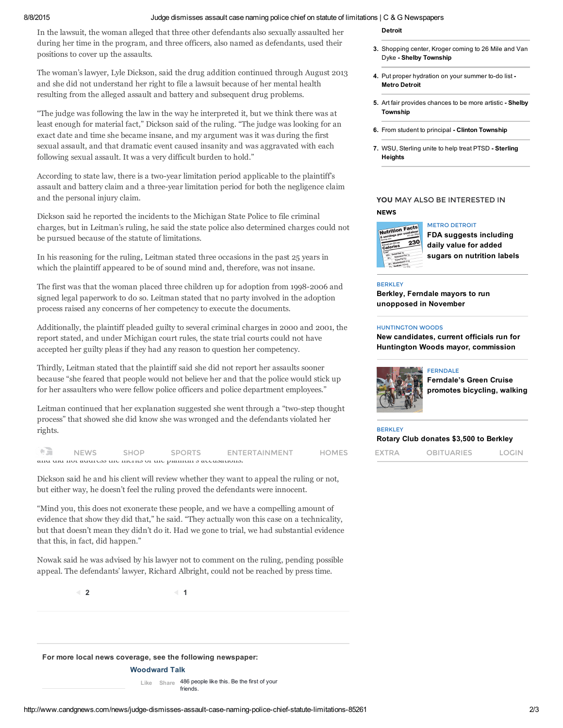In the lawsuit, the woman alleged that three other defendants also sexually assaulted her during her time in the program, and three officers, also named as defendants, used their positions to cover up the assaults.

The woman's lawyer, Lyle Dickson, said the drug addition continued through August 2013 and she did not understand her right to file a lawsuit because of her mental health resulting from the alleged assault and battery and subsequent drug problems.

"The judge was following the law in the way he interpreted it, but we think there was at least enough for material fact," Dickson said of the ruling. "The judge was looking for an exact date and time she became insane, and my argument was it was during the first sexual assault, and that dramatic event caused insanity and was aggravated with each following sexual assault. It was a very difficult burden to hold."

According to state law, there is a two-year limitation period applicable to the plaintiff's assault and battery claim and a three-year limitation period for both the negligence claim and the personal injury claim.

Dickson said he reported the incidents to the Michigan State Police to file criminal charges, but in Leitman's ruling, he said the state police also determined charges could not be pursued because of the statute of limitations.

In his reasoning for the ruling, Leitman stated three occasions in the past 25 years in which the plaintiff appeared to be of sound mind and, therefore, was not insane.

The first was that the woman placed three children up for adoption from 1998-2006 and signed legal paperwork to do so. Leitman stated that no party involved in the adoption process raised any concerns of her competency to execute the documents.

Additionally, the plaintiff pleaded guilty to several criminal charges in 2000 and 2001, the report stated, and under Michigan court rules, the state trial courts could not have accepted her guilty pleas if they had any reason to question her competency.

Thirdly, Leitman stated that the plaintiff said she did not report her assaults sooner because "she feared that people would not believe her and that the police would stick up for her assaulters who were fellow police officers and police department employees."

Leitman continued that her explanation suggested she went through a "two-step thought process" that showed she did know she was wronged and the defendants violated her rights.

... and did not address the merits of the plaintiff's accusations.

Dickson said he and his client will review whether they want to appeal the ruling or not, but either way, he doesn't feel the ruling proved the defendants were innocent.

"Mind you, this does not exonerate these people, and we have a compelling amount of evidence that show they did that," he said. "They actually won this case on a technicality, but that doesn't mean they didn't do it. Had we gone to trial, we had substantial evidence that this, in fact, did happen."

Nowak said he was advised by his lawyer not to comment on the ruling, pending possible appeal. The defendants' lawyer, Richard Albright, could not be reached by press time.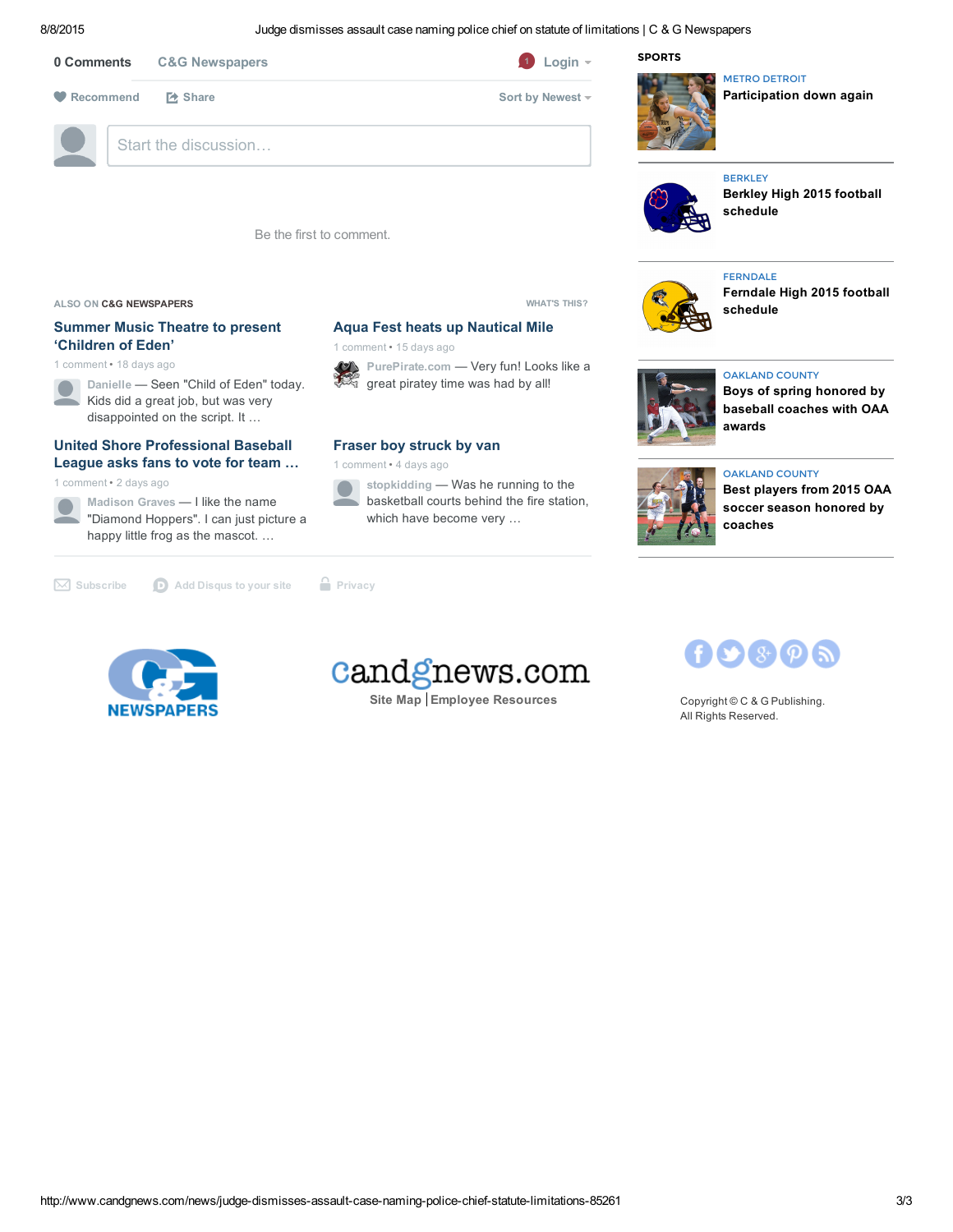0 Comments C&G Newspapers Login

Recommend Share Sort by Newest

Start the discussion…

Be the first to comment.

ALSO ON C&G NEWSPAPERS WHAT'S THIS?

**Summer Music Theatre to present ‘Children of Eden’**

1 comment • 18 days ago

Danielle — Seen "Child of Eden" today. Kids did a great job, but was very disappointed on the script. It …

**Aqua Fest heats up Nautical Mile**

1 comment • 15 days ago

PurePirate.com — Very fun! Looks like a great piratey time was had by all!

**United Shore Professional Baseball League asks fans to vote for team …**

1 comment • 2 days ago

Madison Graves — I like the name "Diamond Hoppers". I can just picture a happy little frog as the mascot. …

**Fraser boy struck by van**

1 comment • 4 days ago

stopkidding — Was he running to the basketball courts behind the fire station, which have become very …

Subscribe Add Disqus to your site Privacy

## SPORTS

METRO DETROIT

**Participation down again**

BERKLEY

**Berkley High 2015 football schedule**

FERNDALE

**Ferndale High 2015 football schedule**

OAKLAND COUNTY

**Boys of spring honored by baseball coaches with OAA awards**

OAKLAND COUNTY

**Best players from 2015 OAA soccer season honored by coaches**

C&G NEWSPAPERS

candgnews.com

Site Map | Employee Resources

Copyright © C & G Publishing.
All Rights Reserved.